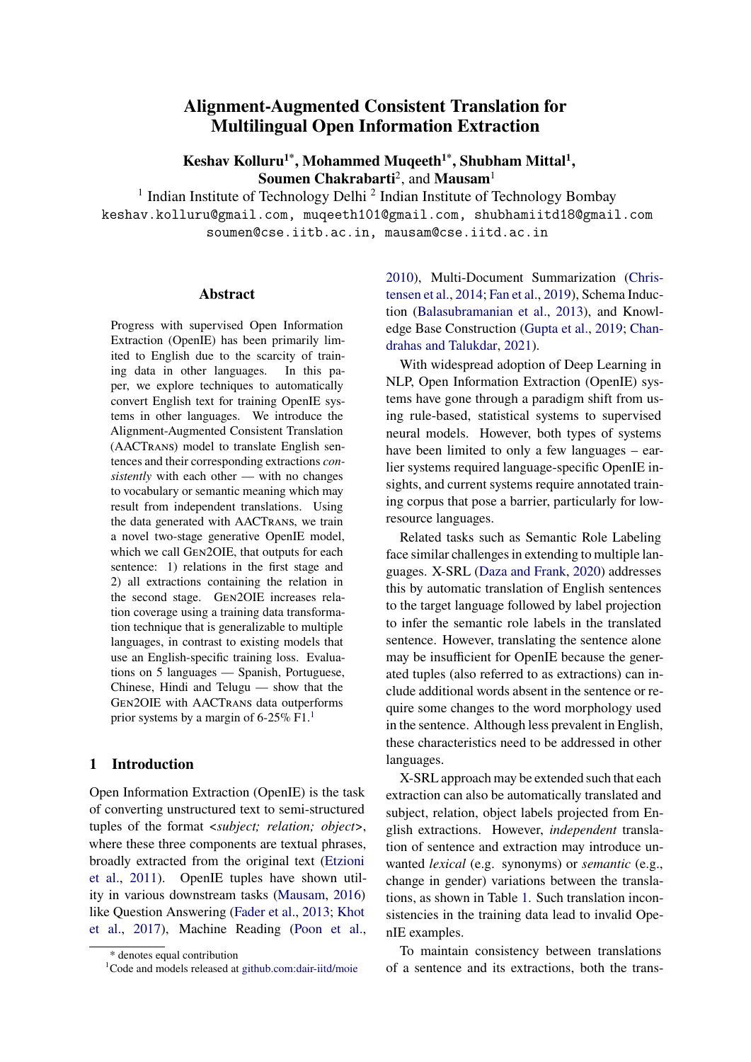# Alignment-Augmented Consistent Translation for Multilingual Open Information Extraction

**Keshav Kolluru**[1*], **Mohammed Muqeeth**[1*], **Shubham Mittal**[1], **Soumen Chakrabarti**[2], and **Mausam**[1]

[1] Indian Institute of Technology Delhi [2] Indian Institute of Technology Bombay

keshav.kolluru@gmail.com, muqeeth101@gmail.com, shubhamiitd18@gmail.com
soumen@cse.iitb.ac.in, mausam@cse.iitd.ac.in

## Abstract

Progress with supervised Open Information Extraction (OpenIE) has been primarily limited to English due to the scarcity of training data in other languages. In this paper, we explore techniques to automatically convert English text for training OpenIE systems in other languages. We introduce the Alignment-Augmented Consistent Translation (AACTrans) model to translate English sentences and their corresponding extractions *consistently* with each other — with no changes to vocabulary or semantic meaning which may result from independent translations. Using the data generated with AACTrans, we train a novel two-stage generative OpenIE model, which we call Gen2OIE, that outputs for each sentence: 1) relations in the first stage and 2) all extractions containing the relation in the second stage. Gen2OIE increases relation coverage using a training data transformation technique that is generalizable to multiple languages, in contrast to existing models that use an English-specific training loss. Evaluations on 5 languages — Spanish, Portuguese, Chinese, Hindi and Telugu — show that the Gen2OIE with AACTrans data outperforms prior systems by a margin of 6-25% F1.[1]

## 1 Introduction

Open Information Extraction (OpenIE) is the task of converting unstructured text to semi-structured tuples of the format <*subject; relation; object*>, where these three components are textual phrases, broadly extracted from the original text (Etzioni et al., 2011). OpenIE tuples have shown utility in various downstream tasks (Mausam, 2016) like Question Answering (Fader et al., 2013; Khot et al., 2017), Machine Reading (Poon et al., 2010), Multi-Document Summarization (Christensen et al., 2014; Fan et al., 2019), Schema Induction (Balasubramanian et al., 2013), and Knowledge Base Construction (Gupta et al., 2019; Chandrahas and Talukdar, 2021).

With widespread adoption of Deep Learning in NLP, Open Information Extraction (OpenIE) systems have gone through a paradigm shift from using rule-based, statistical systems to supervised neural models. However, both types of systems have been limited to only a few languages – earlier systems required language-specific OpenIE insights, and current systems require annotated training corpus that pose a barrier, particularly for low-resource languages.

Related tasks such as Semantic Role Labeling face similar challenges in extending to multiple languages. X-SRL (Daza and Frank, 2020) addresses this by automatic translation of English sentences to the target language followed by label projection to infer the semantic role labels in the translated sentence. However, translating the sentence alone may be insufficient for OpenIE because the generated tuples (also referred to as extractions) can include additional words absent in the sentence or require some changes to the word morphology used in the sentence. Although less prevalent in English, these characteristics need to be addressed in other languages.

X-SRL approach may be extended such that each extraction can also be automatically translated and subject, relation, object labels projected from English extractions. However, *independent* translation of sentence and extraction may introduce unwanted *lexical* (e.g. synonyms) or *semantic* (e.g., change in gender) variations between the translations, as shown in Table 1. Such translation inconsistencies in the training data lead to invalid OpenIE examples.

To maintain consistency between translations of a sentence and its extractions, both the trans-

* denotes equal contribution

[1] Code and models released at github.com:dair-iitd/moie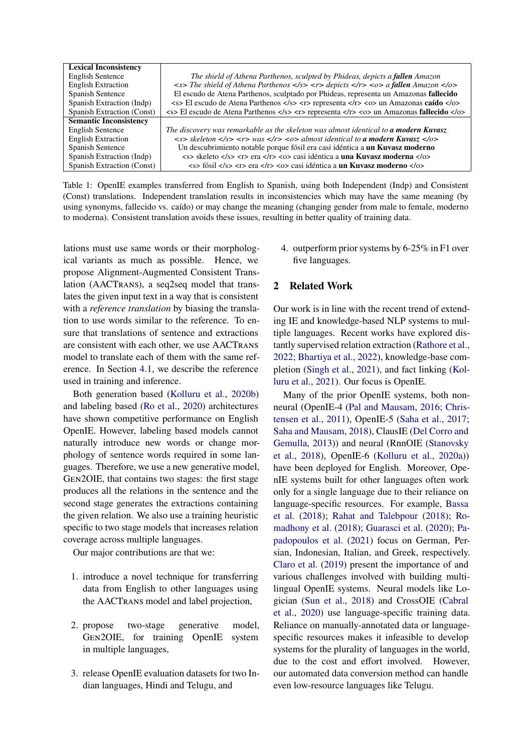| **Lexical Inconsistency** | |
|---|---|
| English Sentence | *The shield of Athena Parthenos, sculpted by Phideas, depicts a **fallen** Amazon* |
| English Extraction | *<s> The shield of Athena Parthenos </s> <r> depicts </r> <o> a **fallen** Amazon </o>* |
| Spanish Sentence | El escudo de Atena Parthenos, sculptado por Phideas, representa un Amazonas **fallecido** |
| Spanish Extraction (Indp) | <s> El escudo de Atena Parthenos </s> <r> representa </r> <o> un Amazonas **caído** </o> |
| Spanish Extraction (Const) | <s> El escudo de Atena Parthenos </s> <r> representa </r> <o> un Amazonas **fallecido** </o> |
| **Semantic Inconsistency** | |
| English Sentence | *The discovery was remarkable as the skeleton was almost identical to **a modern Kuvasz*** |
| English Extraction | *<s> skeleton </s> <r> was </r> <o> almost identical to **a modern Kuvasz** </o>* |
| Spanish Sentence | Un descubrimiento notable porque fósil era casi idéntica a **un Kuvasz moderno** |
| Spanish Extraction (Indp) | <s> skeleto </s> <r> era </r> <o> casi idéntica a **una Kuvasz moderna** </o> |
| Spanish Extraction (Const) | <s> fósil </s> <r> era </r> <o> casi idéntica a **un Kuvasz moderno** </o> |

Table 1: OpenIE examples transferred from English to Spanish, using both Independent (Indp) and Consistent (Const) translations. Independent translation results in inconsistencies which may have the same meaning (by using synonyms, fallecido vs. caído) or may change the meaning (changing gender from male to female, moderno to moderna). Consistent translation avoids these issues, resulting in better quality of training data.

lations must use same words or their morphological variants as much as possible. Hence, we propose Alignment-Augmented Consistent Translation (AACTRANS), a seq2seq model that translates the given input text in a way that is consistent with a *reference translation* by biasing the translation to use words similar to the reference. To ensure that translations of sentence and extractions are consistent with each other, we use AACTRANS model to translate each of them with the same reference. In Section 4.1, we describe the reference used in training and inference.

Both generation based (Kolluru et al., 2020b) and labeling based (Ro et al., 2020) architectures have shown competitive performance on English OpenIE. However, labeling based models cannot naturally introduce new words or change morphology of sentence words required in some languages. Therefore, we use a new generative model, GEN2OIE, that contains two stages: the first stage produces all the relations in the sentence and the second stage generates the extractions containing the given relation. We also use a training heuristic specific to two stage models that increases relation coverage across multiple languages.

Our major contributions are that we:

1. introduce a novel technique for transferring data from English to other languages using the AACTRANS model and label projection,
2. propose two-stage generative model, GEN2OIE, for training OpenIE system in multiple languages,
3. release OpenIE evaluation datasets for two Indian languages, Hindi and Telugu, and
4. outperform prior systems by 6-25% in F1 over five languages.

## 2 Related Work

Our work is in line with the recent trend of extending IE and knowledge-based NLP systems to multiple languages. Recent works have explored distantly supervised relation extraction (Rathore et al., 2022; Bhartiya et al., 2022), knowledge-base completion (Singh et al., 2021), and fact linking (Kolluru et al., 2021). Our focus is OpenIE.

Many of the prior OpenIE systems, both non-neural (OpenIE-4 (Pal and Mausam, 2016; Christensen et al., 2011), OpenIE-5 (Saha et al., 2017; Saha and Mausam, 2018), ClausIE (Del Corro and Gemulla, 2013)) and neural (RnnOIE (Stanovsky et al., 2018), OpenIE-6 (Kolluru et al., 2020a)) have been deployed for English. Moreover, OpenIE systems built for other languages often work only for a single language due to their reliance on language-specific resources. For example, Bassa et al. (2018); Rahat and Talebpour (2018); Romadhony et al. (2018); Guarasci et al. (2020); Papadopoulos et al. (2021) focus on German, Persian, Indonesian, Italian, and Greek, respectively. Claro et al. (2019) present the importance of and various challenges involved with building multilingual OpenIE systems. Neural models like Logician (Sun et al., 2018) and CrossOIE (Cabral et al., 2020) use language-specific training data. Reliance on manually-annotated data or language-specific resources makes it infeasible to develop systems for the plurality of languages in the world, due to the cost and effort involved. However, our automated data conversion method can handle even low-resource languages like Telugu.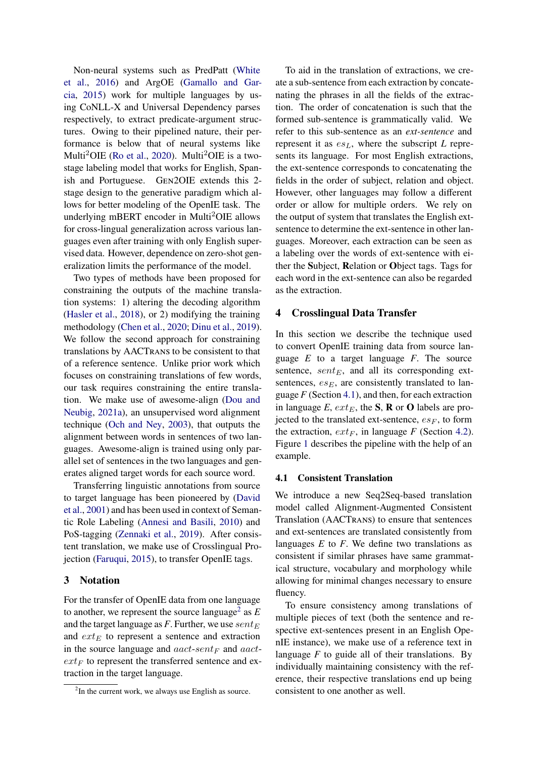Non-neural systems such as PredPatt (White et al., 2016) and ArgOE (Gamallo and Garcia, 2015) work for multiple languages by using CoNLL-X and Universal Dependency parses respectively, to extract predicate-argument structures. Owing to their pipelined nature, their performance is below that of neural systems like Multi$^2$OIE (Ro et al., 2020). Multi$^2$OIE is a two-stage labeling model that works for English, Spanish and Portuguese. GEN2OIE extends this 2-stage design to the generative paradigm which allows for better modeling of the OpenIE task. The underlying mBERT encoder in Multi$^2$OIE allows for cross-lingual generalization across various languages even after training with only English supervised data. However, dependence on zero-shot generalization limits the performance of the model.

Two types of methods have been proposed for constraining the outputs of the machine translation systems: 1) altering the decoding algorithm (Hasler et al., 2018), or 2) modifying the training methodology (Chen et al., 2020; Dinu et al., 2019). We follow the second approach for constraining translations by AACTRANS to be consistent to that of a reference sentence. Unlike prior work which focuses on constraining translations of few words, our task requires constraining the entire translation. We make use of awesome-align (Dou and Neubig, 2021a), an unsupervised word alignment technique (Och and Ney, 2003), that outputs the alignment between words in sentences of two languages. Awesome-align is trained using only parallel set of sentences in the two languages and generates aligned target words for each source word.

Transferring linguistic annotations from source to target language has been pioneered by (David et al., 2001) and has been used in context of Semantic Role Labeling (Annesi and Basili, 2010) and PoS-tagging (Zennaki et al., 2019). After consistent translation, we make use of Crosslingual Projection (Faruqui, 2015), to transfer OpenIE tags.

## 3 Notation

For the transfer of OpenIE data from one language to another, we represent the source language[2] as $E$ and the target language as $F$. Further, we use $sent_E$ and $ext_E$ to represent a sentence and extraction in the source language and $aact\text{-}sent_F$ and $aact\text{-}ext_F$ to represent the transferred sentence and extraction in the target language.

[2]In the current work, we always use English as source.

To aid in the translation of extractions, we create a sub-sentence from each extraction by concatenating the phrases in all the fields of the extraction. The order of concatenation is such that the formed sub-sentence is grammatically valid. We refer to this sub-sentence as an *ext-sentence* and represent it as $es_L$, where the subscript $L$ represents its language. For most English extractions, the ext-sentence corresponds to concatenating the fields in the order of subject, relation and object. However, other languages may follow a different order or allow for multiple orders. We rely on the output of system that translates the English ext-sentence to determine the ext-sentence in other languages. Moreover, each extraction can be seen as a labeling over the words of ext-sentence with either the **S**ubject, **R**elation or **O**bject tags. Tags for each word in the ext-sentence can also be regarded as the extraction.

## 4 Crosslingual Data Transfer

In this section we describe the technique used to convert OpenIE training data from source language $E$ to a target language $F$. The source sentence, $sent_E$, and all its corresponding ext-sentences, $es_E$, are consistently translated to language $F$ (Section 4.1), and then, for each extraction in language $E$, $ext_E$, the **S**, **R** or **O** labels are projected to the translated ext-sentence, $es_F$, to form the extraction, $ext_F$, in language $F$ (Section 4.2). Figure 1 describes the pipeline with the help of an example.

### 4.1 Consistent Translation

We introduce a new Seq2Seq-based translation model called Alignment-Augmented Consistent Translation (AACTRANS) to ensure that sentences and ext-sentences are translated consistently from languages $E$ to $F$. We define two translations as consistent if similar phrases have same grammatical structure, vocabulary and morphology while allowing for minimal changes necessary to ensure fluency.

To ensure consistency among translations of multiple pieces of text (both the sentence and respective ext-sentences present in an English OpenIE instance), we make use of a reference text in language $F$ to guide all of their translations. By individually maintaining consistency with the reference, their respective translations end up being consistent to one another as well.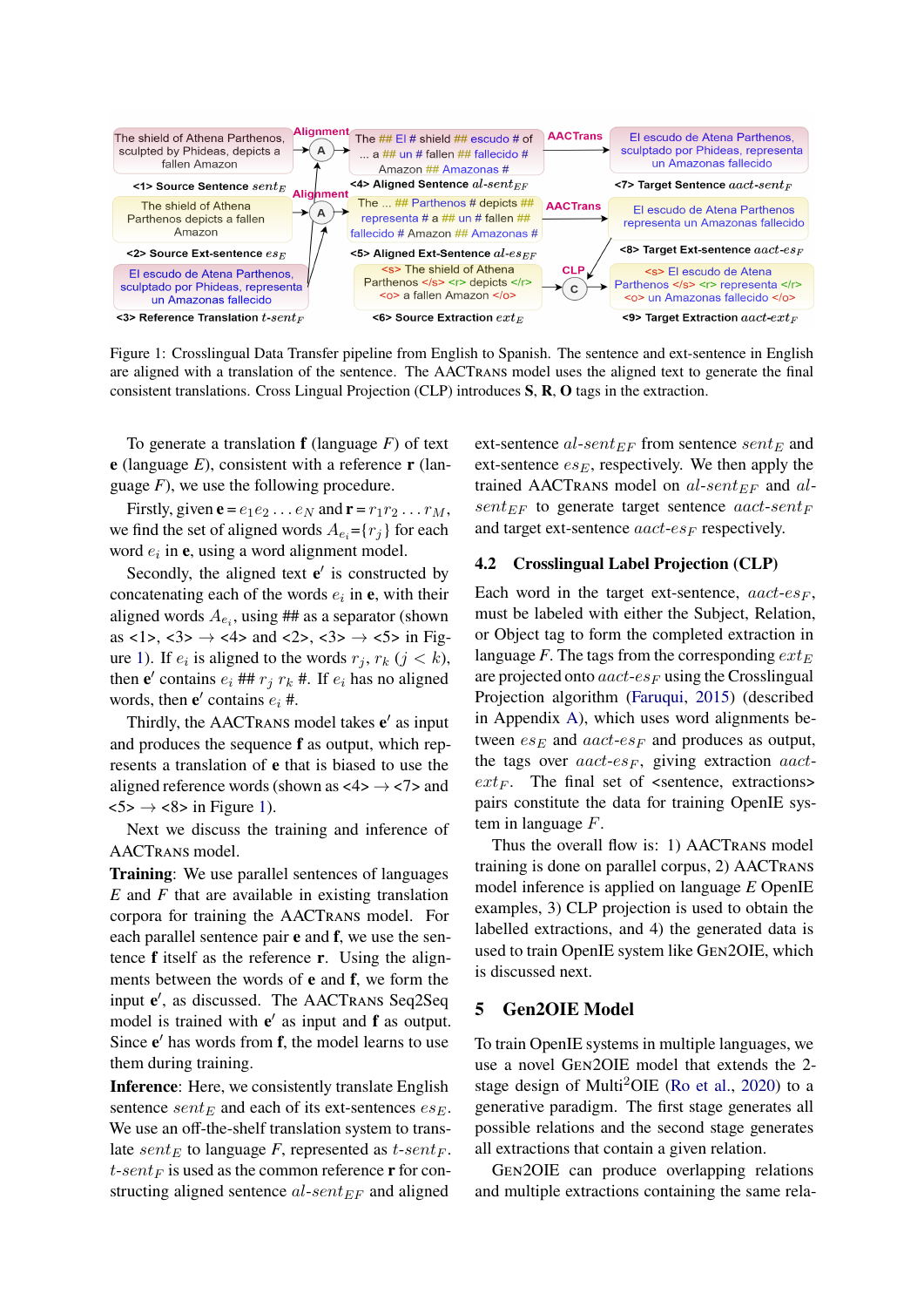Figure 1: Crosslingual Data Transfer pipeline from English to Spanish. The sentence and ext-sentence in English are aligned with a translation of the sentence. The AACTrans model uses the aligned text to generate the final consistent translations. Cross Lingual Projection (CLP) introduces **S**, **R**, **O** tags in the extraction.

To generate a translation **f** (language $F$) of text **e** (language $E$), consistent with a reference **r** (language $F$), we use the following procedure.

Firstly, given $\mathbf{e} = e_1 e_2 \ldots e_N$ and $\mathbf{r} = r_1 r_2 \ldots r_M$, we find the set of aligned words $A_{e_i}$={$r_j$} for each word $e_i$ in **e**, using a word alignment model.

Secondly, the aligned text $\mathbf{e}'$ is constructed by concatenating each of the words $e_i$ in **e**, with their aligned words $A_{e_i}$, using ## as a separator (shown as <1>, <3> $\rightarrow$ <4> and <2>, <3> $\rightarrow$ <5> in Figure 1). If $e_i$ is aligned to the words $r_j$, $r_k$ ($j < k$), then $\mathbf{e}'$ contains $e_i$ ## $r_j$ $r_k$ #. If $e_i$ has no aligned words, then $\mathbf{e}'$ contains $e_i$ #.

Thirdly, the AACTrans model takes $\mathbf{e}'$ as input and produces the sequence **f** as output, which represents a translation of **e** that is biased to use the aligned reference words (shown as <4> $\rightarrow$ <7> and <5> $\rightarrow$ <8> in Figure 1).

Next we discuss the training and inference of AACTrans model.

**Training**: We use parallel sentences of languages $E$ and $F$ that are available in existing translation corpora for training the AACTrans model. For each parallel sentence pair **e** and **f**, we use the sentence **f** itself as the reference **r**. Using the alignments between the words of **e** and **f**, we form the input $\mathbf{e}'$, as discussed. The AACTrans Seq2Seq model is trained with $\mathbf{e}'$ as input and **f** as output. Since $\mathbf{e}'$ has words from **f**, the model learns to use them during training.

**Inference**: Here, we consistently translate English sentence $sent_E$ and each of its ext-sentences $es_E$. We use an off-the-shelf translation system to translate $sent_E$ to language $F$, represented as $t\text{-}sent_F$. $t\text{-}sent_F$ is used as the common reference **r** for constructing aligned sentence $al\text{-}sent_{EF}$ and aligned ext-sentence $al\text{-}sent_{EF}$ from sentence $sent_E$ and ext-sentence $es_E$, respectively. We then apply the trained AACTrans model on $al\text{-}sent_{EF}$ and $al\text{-}sent_{EF}$ to generate target sentence $aact\text{-}sent_F$ and target ext-sentence $aact\text{-}es_F$ respectively.

## 4.2 Crosslingual Label Projection (CLP)

Each word in the target ext-sentence, $aact\text{-}es_F$, must be labeled with either the Subject, Relation, or Object tag to form the completed extraction in language $F$. The tags from the corresponding $ext_E$ are projected onto $aact\text{-}es_F$ using the Crosslingual Projection algorithm (Faruqui, 2015) (described in Appendix A), which uses word alignments between $es_E$ and $aact\text{-}es_F$ and produces as output, the tags over $aact\text{-}es_F$, giving extraction $aact\text{-}ext_F$. The final set of <sentence, extractions> pairs constitute the data for training OpenIE system in language $F$.

Thus the overall flow is: 1) AACTrans model training is done on parallel corpus, 2) AACTrans model inference is applied on language $E$ OpenIE examples, 3) CLP projection is used to obtain the labelled extractions, and 4) the generated data is used to train OpenIE system like Gen2OIE, which is discussed next.

# 5 Gen2OIE Model

To train OpenIE systems in multiple languages, we use a novel Gen2OIE model that extends the 2-stage design of Multi[2]OIE (Ro et al., 2020) to a generative paradigm. The first stage generates all possible relations and the second stage generates all extractions that contain a given relation.

Gen2OIE can produce overlapping relations and multiple extractions containing the same rela-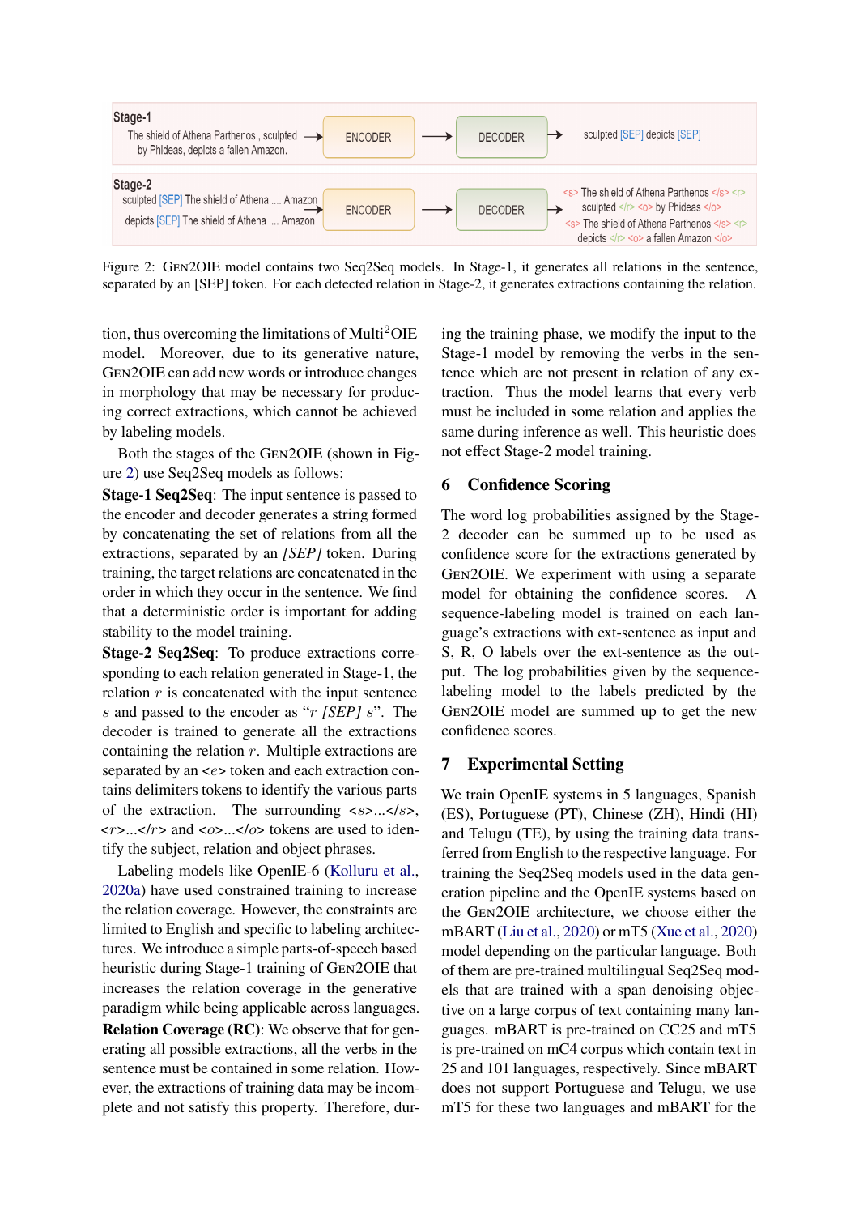Figure 2: GEN2OIE model contains two Seq2Seq models. In Stage-1, it generates all relations in the sentence, separated by an [SEP] token. For each detected relation in Stage-2, it generates extractions containing the relation.

tion, thus overcoming the limitations of Multi[2]OIE model. Moreover, due to its generative nature, GEN2OIE can add new words or introduce changes in morphology that may be necessary for producing correct extractions, which cannot be achieved by labeling models.

Both the stages of the GEN2OIE (shown in Figure 2) use Seq2Seq models as follows:

**Stage-1 Seq2Seq**: The input sentence is passed to the encoder and decoder generates a string formed by concatenating the set of relations from all the extractions, separated by an *[SEP]* token. During training, the target relations are concatenated in the order in which they occur in the sentence. We find that a deterministic order is important for adding stability to the model training.

**Stage-2 Seq2Seq**: To produce extractions corresponding to each relation generated in Stage-1, the relation $r$ is concatenated with the input sentence $s$ and passed to the encoder as "$r$ *[SEP]* $s$". The decoder is trained to generate all the extractions containing the relation $r$. Multiple extractions are separated by an <$e$> token and each extraction contains delimiters tokens to identify the various parts of the extraction. The surrounding <$s$>...</$s$>, <$r$>...</$r$> and <$o$>...</$o$> tokens are used to identify the subject, relation and object phrases.

Labeling models like OpenIE-6 (Kolluru et al., 2020a) have used constrained training to increase the relation coverage. However, the constraints are limited to English and specific to labeling architectures. We introduce a simple parts-of-speech based heuristic during Stage-1 training of GEN2OIE that increases the relation coverage in the generative paradigm while being applicable across languages.

**Relation Coverage (RC)**: We observe that for generating all possible extractions, all the verbs in the sentence must be contained in some relation. However, the extractions of training data may be incomplete and not satisfy this property. Therefore, during the training phase, we modify the input to the Stage-1 model by removing the verbs in the sentence which are not present in relation of any extraction. Thus the model learns that every verb must be included in some relation and applies the same during inference as well. This heuristic does not effect Stage-2 model training.

## 6 Confidence Scoring

The word log probabilities assigned by the Stage-2 decoder can be summed up to be used as confidence score for the extractions generated by GEN2OIE. We experiment with using a separate model for obtaining the confidence scores. A sequence-labeling model is trained on each language's extractions with ext-sentence as input and S, R, O labels over the ext-sentence as the output. The log probabilities given by the sequence-labeling model to the labels predicted by the GEN2OIE model are summed up to get the new confidence scores.

## 7 Experimental Setting

We train OpenIE systems in 5 languages, Spanish (ES), Portuguese (PT), Chinese (ZH), Hindi (HI) and Telugu (TE), by using the training data transferred from English to the respective language. For training the Seq2Seq models used in the data generation pipeline and the OpenIE systems based on the GEN2OIE architecture, we choose either the mBART (Liu et al., 2020) or mT5 (Xue et al., 2020) model depending on the particular language. Both of them are pre-trained multilingual Seq2Seq models that are trained with a span denoising objective on a large corpus of text containing many languages. mBART is pre-trained on CC25 and mT5 is pre-trained on mC4 corpus which contain text in 25 and 101 languages, respectively. Since mBART does not support Portuguese and Telugu, we use mT5 for these two languages and mBART for the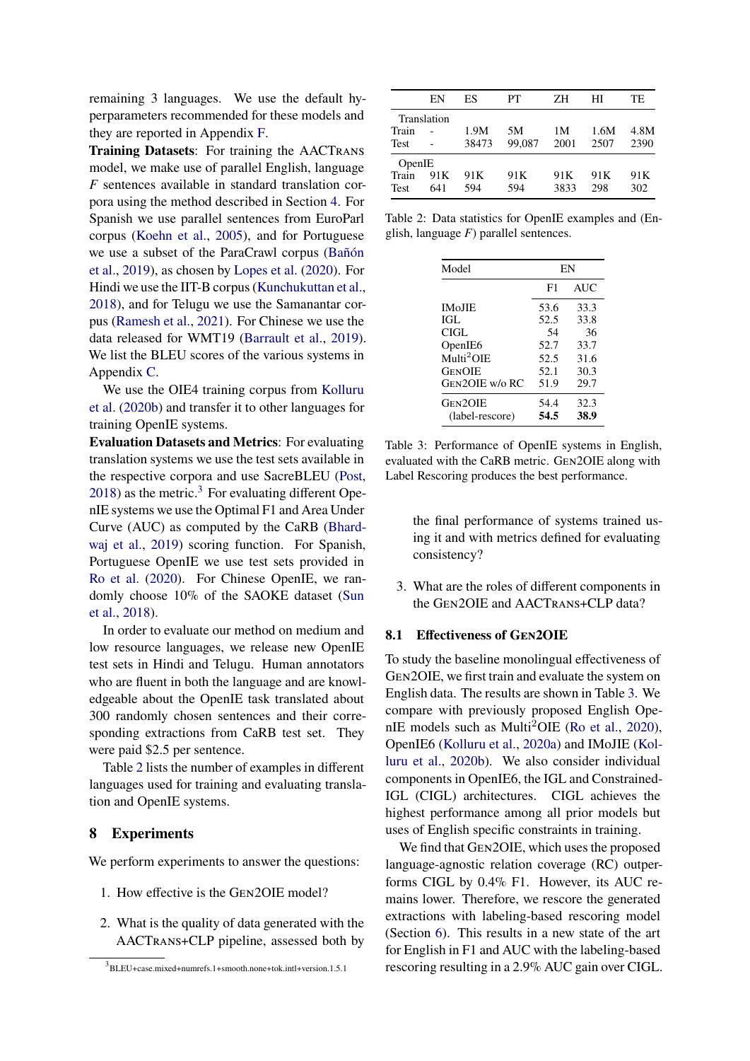remaining 3 languages. We use the default hyperparameters recommended for these models and they are reported in Appendix F.

**Training Datasets**: For training the AACTRANS model, we make use of parallel English, language $F$ sentences available in standard translation corpora using the method described in Section 4. For Spanish we use parallel sentences from EuroParl corpus (Koehn et al., 2005), and for Portuguese we use a subset of the ParaCrawl corpus (Bañón et al., 2019), as chosen by Lopes et al. (2020). For Hindi we use the IIT-B corpus (Kunchukuttan et al., 2018), and for Telugu we use the Samanantar corpus (Ramesh et al., 2021). For Chinese we use the data released for WMT19 (Barrault et al., 2019). We list the BLEU scores of the various systems in Appendix C.

We use the OIE4 training corpus from Kolluru et al. (2020b) and transfer it to other languages for training OpenIE systems.

**Evaluation Datasets and Metrics**: For evaluating translation systems we use the test sets available in the respective corpora and use SacreBLEU (Post, 2018) as the metric.[3] For evaluating different OpenIE systems we use the Optimal F1 and Area Under Curve (AUC) as computed by the CaRB (Bhardwaj et al., 2019) scoring function. For Spanish, Portuguese OpenIE we use test sets provided in Ro et al. (2020). For Chinese OpenIE, we randomly choose 10% of the SAOKE dataset (Sun et al., 2018).

In order to evaluate our method on medium and low resource languages, we release new OpenIE test sets in Hindi and Telugu. Human annotators who are fluent in both the language and are knowledgeable about the OpenIE task translated about 300 randomly chosen sentences and their corresponding extractions from CaRB test set. They were paid $2.5 per sentence.

Table 2 lists the number of examples in different languages used for training and evaluating translation and OpenIE systems.

|  | EN | ES | PT | ZH | HI | TE |
|---|---|---|---|---|---|---|
| Translation | | | | | | |
| Train | - | 1.9M | 5M | 1M | 1.6M | 4.8M |
| Test | - | 38473 | 99,087 | 2001 | 2507 | 2390 |
| OpenIE | | | | | | |
| Train | 91K | 91K | 91K | 91K | 91K | 91K |
| Test | 641 | 594 | 594 | 3833 | 298 | 302 |

Table 2: Data statistics for OpenIE examples and (English, language $F$) parallel sentences.

| Model | EN | |
|---|---|---|
| | F1 | AUC |
| IMoJIE | 53.6 | 33.3 |
| IGL | 52.5 | 33.8 |
| CIGL | 54 | 36 |
| OpenIE6 | 52.7 | 33.7 |
| Multi$^2$OIE | 52.5 | 31.6 |
| GENOIE | 52.1 | 30.3 |
| GEN2OIE w/o RC | 51.9 | 29.7 |
| GEN2OIE | 54.4 | 32.3 |
| (label-rescore) | **54.5** | **38.9** |

Table 3: Performance of OpenIE systems in English, evaluated with the CaRB metric. GEN2OIE along with Label Rescoring produces the best performance.

## 8 Experiments

We perform experiments to answer the questions:

1. How effective is the GEN2OIE model?
2. What is the quality of data generated with the AACTRANS+CLP pipeline, assessed both by the final performance of systems trained using it and with metrics defined for evaluating consistency?
3. What are the roles of different components in the GEN2OIE and AACTRANS+CLP data?

### 8.1 Effectiveness of GEN2OIE

To study the baseline monolingual effectiveness of GEN2OIE, we first train and evaluate the system on English data. The results are shown in Table 3. We compare with previously proposed English OpenIE models such as Multi$^2$OIE (Ro et al., 2020), OpenIE6 (Kolluru et al., 2020a) and IMoJIE (Kolluru et al., 2020b). We also consider individual components in OpenIE6, the IGL and Constrained-IGL (CIGL) architectures. CIGL achieves the highest performance among all prior models but uses of English specific constraints in training.

We find that GEN2OIE, which uses the proposed language-agnostic relation coverage (RC) outperforms CIGL by 0.4% F1. However, its AUC remains lower. Therefore, we rescore the generated extractions with labeling-based rescoring model (Section 6). This results in a new state of the art for English in F1 and AUC with the labeling-based rescoring resulting in a 2.9% AUC gain over CIGL.

[3] BLEU+case.mixed+numrefs.1+smooth.none+tok.intl+version.1.5.1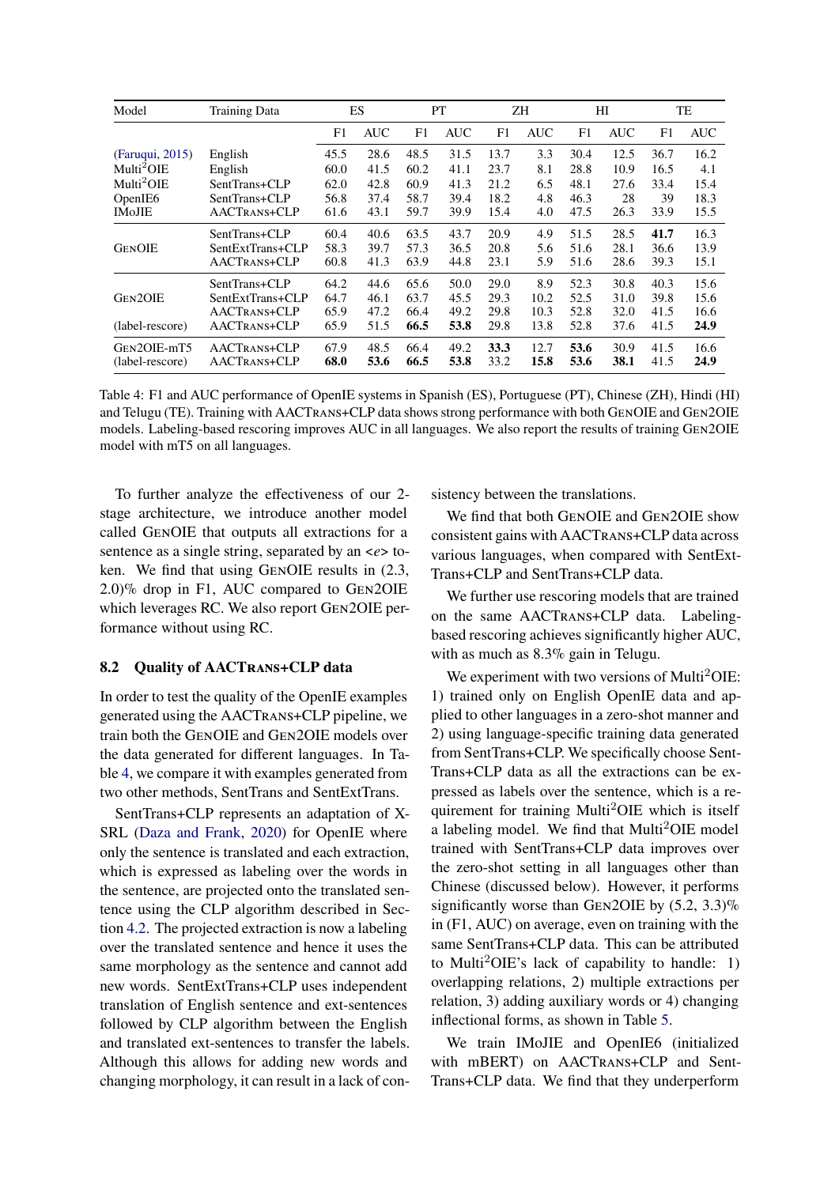| Model | Training Data | ES | | PT | | ZH | | HI | | TE | |
|---|---|---|---|---|---|---|---|---|---|---|---|
| | | F1 | AUC | F1 | AUC | F1 | AUC | F1 | AUC | F1 | AUC |
| (Faruqui, 2015) | English | 45.5 | 28.6 | 48.5 | 31.5 | 13.7 | 3.3 | 30.4 | 12.5 | 36.7 | 16.2 |
| Multi$^2$OIE | English | 60.0 | 41.5 | 60.2 | 41.1 | 23.7 | 8.1 | 28.8 | 10.9 | 16.5 | 4.1 |
| Multi$^2$OIE | SentTrans+CLP | 62.0 | 42.8 | 60.9 | 41.3 | 21.2 | 6.5 | 48.1 | 27.6 | 33.4 | 15.4 |
| OpenIE6 | SentTrans+CLP | 56.8 | 37.4 | 58.7 | 39.4 | 18.2 | 4.8 | 46.3 | 28 | 39 | 18.3 |
| IMoJIE | AACTRANS+CLP | 61.6 | 43.1 | 59.7 | 39.9 | 15.4 | 4.0 | 47.5 | 26.3 | 33.9 | 15.5 |
| GENOIE | SentTrans+CLP | 60.4 | 40.6 | 63.5 | 43.7 | 20.9 | 4.9 | 51.5 | 28.5 | **41.7** | 16.3 |
| | SentExtTrans+CLP | 58.3 | 39.7 | 57.3 | 36.5 | 20.8 | 5.6 | 51.6 | 28.1 | 36.6 | 13.9 |
| | AACTRANS+CLP | 60.8 | 41.3 | 63.9 | 44.8 | 23.1 | 5.9 | 51.6 | 28.6 | 39.3 | 15.1 |
| GEN2OIE | SentTrans+CLP | 64.2 | 44.6 | 65.6 | 50.0 | 29.0 | 8.9 | 52.3 | 30.8 | 40.3 | 15.6 |
| | SentExtTrans+CLP | 64.7 | 46.1 | 63.7 | 45.5 | 29.3 | 10.2 | 52.5 | 31.0 | 39.8 | 15.6 |
| | AACTRANS+CLP | 65.9 | 47.2 | 66.4 | 49.2 | 29.8 | 10.3 | 52.8 | 32.0 | 41.5 | 16.6 |
| (label-rescore) | AACTRANS+CLP | 65.9 | 51.5 | **66.5** | **53.8** | 29.8 | 13.8 | 52.8 | 37.6 | 41.5 | **24.9** |
| GEN2OIE-mT5 | AACTRANS+CLP | 67.9 | 48.5 | 66.4 | 49.2 | **33.3** | 12.7 | **53.6** | 30.9 | 41.5 | 16.6 |
| (label-rescore) | AACTRANS+CLP | **68.0** | **53.6** | **66.5** | **53.8** | 33.2 | **15.8** | **53.6** | **38.1** | 41.5 | **24.9** |

Table 4: F1 and AUC performance of OpenIE systems in Spanish (ES), Portuguese (PT), Chinese (ZH), Hindi (HI) and Telugu (TE). Training with AACTRANS+CLP data shows strong performance with both GENOIE and GEN2OIE models. Labeling-based rescoring improves AUC in all languages. We also report the results of training GEN2OIE model with mT5 on all languages.

To further analyze the effectiveness of our 2-stage architecture, we introduce another model called GENOIE that outputs all extractions for a sentence as a single string, separated by an <e> token. We find that using GENOIE results in (2.3, 2.0)% drop in F1, AUC compared to GEN2OIE which leverages RC. We also report GEN2OIE performance without using RC.

### 8.2 Quality of AACTRANS+CLP data

In order to test the quality of the OpenIE examples generated using the AACTRANS+CLP pipeline, we train both the GENOIE and GEN2OIE models over the data generated for different languages. In Table 4, we compare it with examples generated from two other methods, SentTrans and SentExtTrans.

SentTrans+CLP represents an adaptation of X-SRL (Daza and Frank, 2020) for OpenIE where only the sentence is translated and each extraction, which is expressed as labeling over the words in the sentence, are projected onto the translated sentence using the CLP algorithm described in Section 4.2. The projected extraction is now a labeling over the translated sentence and hence it uses the same morphology as the sentence and cannot add new words. SentExtTrans+CLP uses independent translation of English sentence and ext-sentences followed by CLP algorithm between the English and translated ext-sentences to transfer the labels. Although this allows for adding new words and changing morphology, it can result in a lack of consistency between the translations.

We find that both GENOIE and GEN2OIE show consistent gains with AACTRANS+CLP data across various languages, when compared with SentExtTrans+CLP and SentTrans+CLP data.

We further use rescoring models that are trained on the same AACTRANS+CLP data. Labeling-based rescoring achieves significantly higher AUC, with as much as 8.3% gain in Telugu.

We experiment with two versions of Multi$^2$OIE: 1) trained only on English OpenIE data and applied to other languages in a zero-shot manner and 2) using language-specific training data generated from SentTrans+CLP. We specifically choose SentTrans+CLP data as all the extractions can be expressed as labels over the sentence, which is a requirement for training Multi$^2$OIE which is itself a labeling model. We find that Multi$^2$OIE model trained with SentTrans+CLP data improves over the zero-shot setting in all languages other than Chinese (discussed below). However, it performs significantly worse than GEN2OIE by (5.2, 3.3)% in (F1, AUC) on average, even on training with the same SentTrans+CLP data. This can be attributed to Multi$^2$OIE's lack of capability to handle: 1) overlapping relations, 2) multiple extractions per relation, 3) adding auxiliary words or 4) changing inflectional forms, as shown in Table 5.

We train IMoJIE and OpenIE6 (initialized with mBERT) on AACTRANS+CLP and SentTrans+CLP data. We find that they underperform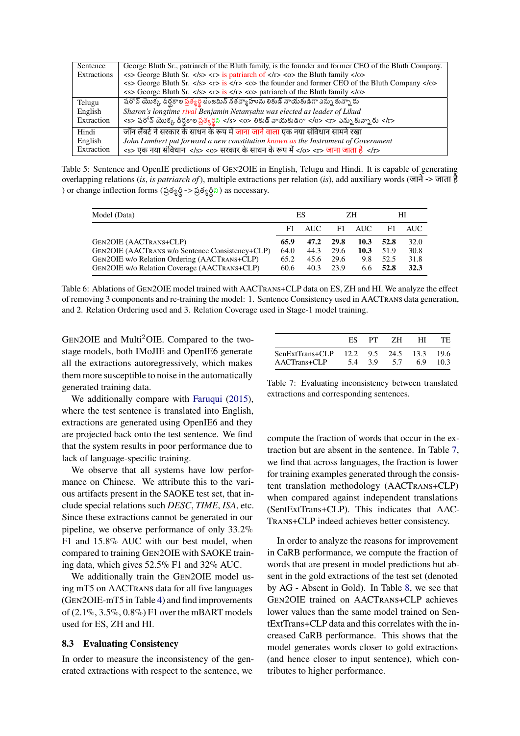| | |
|---|---|
| Sentence Extractions | George Bluth Sr., patriarch of the Bluth family, is the founder and former CEO of the Bluth Company.<br><s> George Bluth Sr. </s> <r> is patriarch of </r> <o> the Bluth family </o><br><s> George Bluth Sr. </s> <r> is </r> <o> the founder and former CEO of the Bluth Company </o><br><s> George Bluth Sr. </s> <r> is </r> <o> patriarch of the Bluth family </o> |
| Telugu English Extraction | షరోన్ యొక్క దీర్ఘకాల ప్రత్యర్థి బెంజమిన్ నేతన్యాహును లికుడ్ నాయకుడిగా ఎన్నుకున్నారు<br>*Sharon's longtime rival Benjamin Netanyahu was elected as leader of Likud*<br><s> షరోన్ యొక్క దీర్ఘకాల ప్రత్యర్థిని </s> <o> లికుడ్ నాయకుడిగా </o> <r> ఎన్నుకున్నారు </r> |
| Hindi English Extraction | जॉन लैंबर्ट ने सरकार के साधन के रूप में जाना जाने वाला एक नया संविधान सामने रखा<br>*John Lambert put forward a new constitution known as the Instrument of Government*<br><s> एक नया संविधान </s> <o> सरकार के साधन के रूप में </o> <r> जाना जाता है </r> |

Table 5: Sentence and OpenIE predictions of GEN2OIE in English, Telugu and Hindi. It is capable of generating overlapping relations (*is*, *is patriarch of*), multiple extractions per relation (*is*), add auxiliary words (जाने -> जाता है) or change inflection forms (ప్రత్యర్థి -> ప్రత్యర్థిని) as necessary.

| Model (Data) | ES | | ZH | | HI | |
|---|---|---|---|---|---|---|
| | F1 | AUC | F1 | AUC | F1 | AUC |
| GEN2OIE (AACTRANS+CLP) | **65.9** | **47.2** | **29.8** | **10.3** | **52.8** | 32.0 |
| GEN2OIE (AACTRANS w/o Sentence Consistency+CLP) | 64.0 | 44.3 | 29.6 | **10.3** | 51.9 | 30.8 |
| GEN2OIE w/o Relation Ordering (AACTRANS+CLP) | 65.2 | 45.6 | 29.6 | 9.8 | 52.5 | 31.8 |
| GEN2OIE w/o Relation Coverage (AACTRANS+CLP) | 60.6 | 40.3 | 23.9 | 6.6 | **52.8** | **32.3** |

Table 6: Ablations of GEN2OIE model trained with AACTRANS+CLP data on ES, ZH and HI. We analyze the effect of removing 3 components and re-training the model: 1. Sentence Consistency used in AACTRANS data generation, and 2. Relation Ordering used and 3. Relation Coverage used in Stage-1 model training.

GEN2OIE and Multi$^2$OIE. Compared to the two-stage models, both IMoJIE and OpenIE6 generate all the extractions autoregressively, which makes them more susceptible to noise in the automatically generated training data.

We additionally compare with Faruqui (2015), where the test sentence is translated into English, extractions are generated using OpenIE6 and they are projected back onto the test sentence. We find that the system results in poor performance due to lack of language-specific training.

We observe that all systems have low performance on Chinese. We attribute this to the various artifacts present in the SAOKE test set, that include special relations such *DESC*, *TIME*, *ISA*, etc. Since these extractions cannot be generated in our pipeline, we observe performance of only 33.2% F1 and 15.8% AUC with our best model, when compared to training GEN2OIE with SAOKE training data, which gives 52.5% F1 and 32% AUC.

We additionally train the GEN2OIE model using mT5 on AACTRANS data for all five languages (GEN2OIE-mT5 in Table 4) and find improvements of (2.1%, 3.5%, 0.8%) F1 over the mBART models used for ES, ZH and HI.

### 8.3 Evaluating Consistency

In order to measure the inconsistency of the generated extractions with respect to the sentence, we compute the fraction of words that occur in the extraction but are absent in the sentence. In Table 7, we find that across languages, the fraction is lower for training examples generated through the consistent translation methodology (AACTRANS+CLP) when compared against independent translations (SentExtTrans+CLP). This indicates that AACTRANS+CLP indeed achieves better consistency.

| | ES | PT | ZH | HI | TE |
|---|---|---|---|---|---|
| SenExtTrans+CLP | 12.2 | 9.5 | 24.5 | 13.3 | 19.6 |
| AACTrans+CLP | 5.4 | 3.9 | 5.7 | 6.9 | 10.3 |

Table 7: Evaluating inconsistency between translated extractions and corresponding sentences.

In order to analyze the reasons for improvement in CaRB performance, we compute the fraction of words that are present in model predictions but absent in the gold extractions of the test set (denoted by AG - Absent in Gold). In Table 8, we see that GEN2OIE trained on AACTRANS+CLP achieves lower values than the same model trained on SentExtTrans+CLP data and this correlates with the increased CaRB performance. This shows that the model generates words closer to gold extractions (and hence closer to input sentence), which contributes to higher performance.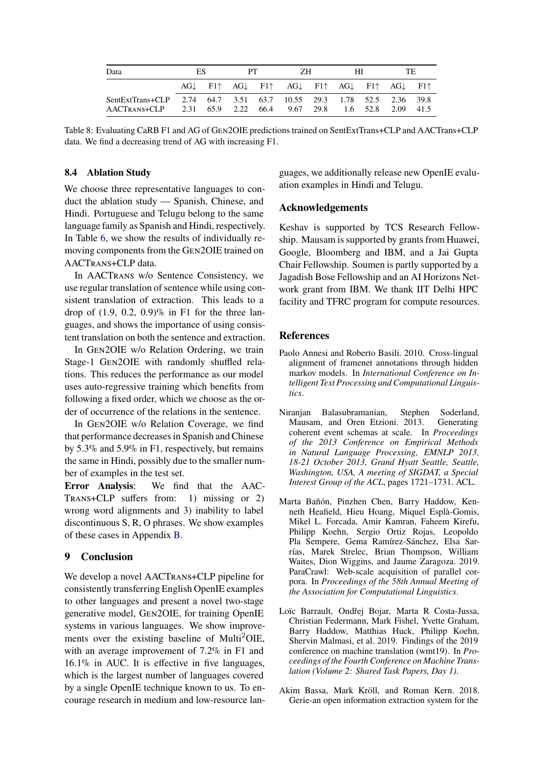| Data | ES | | PT | | ZH | | HI | | TE | |
|---|---|---|---|---|---|---|---|---|---|---|
| | AG↓ | F1↑ | AG↓ | F1↑ | AG↓ | F1↑ | AG↓ | F1↑ | AG↓ | F1↑ |
| SentExtTrans+CLP | 2.74 | 64.7 | 3.51 | 63.7 | 10.55 | 29.3 | 1.78 | 52.5 | 2.36 | 39.8 |
| AACTRANS+CLP | 2.31 | 65.9 | 2.22 | 66.4 | 9.67 | 29.8 | 1.6 | 52.8 | 2.09 | 41.5 |

Table 8: Evaluating CaRB F1 and AG of GEN2OIE predictions trained on SentExtTrans+CLP and AACTrans+CLP data. We find a decreasing trend of AG with increasing F1.

### 8.4 Ablation Study

We choose three representative languages to conduct the ablation study — Spanish, Chinese, and Hindi. Portuguese and Telugu belong to the same language family as Spanish and Hindi, respectively. In Table 6, we show the results of individually removing components from the GEN2OIE trained on AACTRANS+CLP data.

In AACTRANS w/o Sentence Consistency, we use regular translation of sentence while using consistent translation of extraction. This leads to a drop of (1.9, 0.2, 0.9)% in F1 for the three languages, and shows the importance of using consistent translation on both the sentence and extraction.

In GEN2OIE w/o Relation Ordering, we train Stage-1 GEN2OIE with randomly shuffled relations. This reduces the performance as our model uses auto-regressive training which benefits from following a fixed order, which we choose as the order of occurrence of the relations in the sentence.

In GEN2OIE w/o Relation Coverage, we find that performance decreases in Spanish and Chinese by 5.3% and 5.9% in F1, respectively, but remains the same in Hindi, possibly due to the smaller number of examples in the test set.

**Error Analysis**: We find that the AACTRANS+CLP suffers from: 1) missing or 2) wrong word alignments and 3) inability to label discontinuous S, R, O phrases. We show examples of these cases in Appendix B.

## 9 Conclusion

We develop a novel AACTRANS+CLP pipeline for consistently transferring English OpenIE examples to other languages and present a novel two-stage generative model, GEN2OIE, for training OpenIE systems in various languages. We show improvements over the existing baseline of Multi$^2$OIE, with an average improvement of 7.2% in F1 and 16.1% in AUC. It is effective in five languages, which is the largest number of languages covered by a single OpenIE technique known to us. To encourage research in medium and low-resource languages, we additionally release new OpenIE evaluation examples in Hindi and Telugu.

## Acknowledgements

Keshav is supported by TCS Research Fellowship. Mausam is supported by grants from Huawei, Google, Bloomberg and IBM, and a Jai Gupta Chair Fellowship. Soumen is partly supported by a Jagadish Bose Fellowship and an AI Horizons Network grant from IBM. We thank IIT Delhi HPC facility and TFRC program for compute resources.

## References

Paolo Annesi and Roberto Basili. 2010. Cross-lingual alignment of framenet annotations through hidden markov models. In *International Conference on Intelligent Text Processing and Computational Linguistics*.

Niranjan Balasubramanian, Stephen Soderland, Mausam, and Oren Etzioni. 2013. Generating coherent event schemas at scale. In *Proceedings of the 2013 Conference on Empirical Methods in Natural Language Processing, EMNLP 2013, 18-21 October 2013, Grand Hyatt Seattle, Seattle, Washington, USA, A meeting of SIGDAT, a Special Interest Group of the ACL*, pages 1721–1731. ACL.

Marta Bañón, Pinzhen Chen, Barry Haddow, Kenneth Heafield, Hieu Hoang, Miquel Esplà-Gomis, Mikel L. Forcada, Amir Kamran, Faheem Kirefu, Philipp Koehn, Sergio Ortiz Rojas, Leopoldo Pla Sempere, Gema Ramírez-Sánchez, Elsa Sarrías, Marek Strelec, Brian Thompson, William Waites, Dion Wiggins, and Jaume Zaragoza. 2019. ParaCrawl: Web-scale acquisition of parallel corpora. In *Proceedings of the 58th Annual Meeting of the Association for Computational Linguistics*.

Loïc Barrault, Ondřej Bojar, Marta R Costa-Jussa, Christian Federmann, Mark Fishel, Yvette Graham, Barry Haddow, Matthias Huck, Philipp Koehn, Shervin Malmasi, et al. 2019. Findings of the 2019 conference on machine translation (wmt19). In *Proceedings of the Fourth Conference on Machine Translation (Volume 2: Shared Task Papers, Day 1)*.

Akim Bassa, Mark Kröll, and Roman Kern. 2018. Gerie-an open information extraction system for the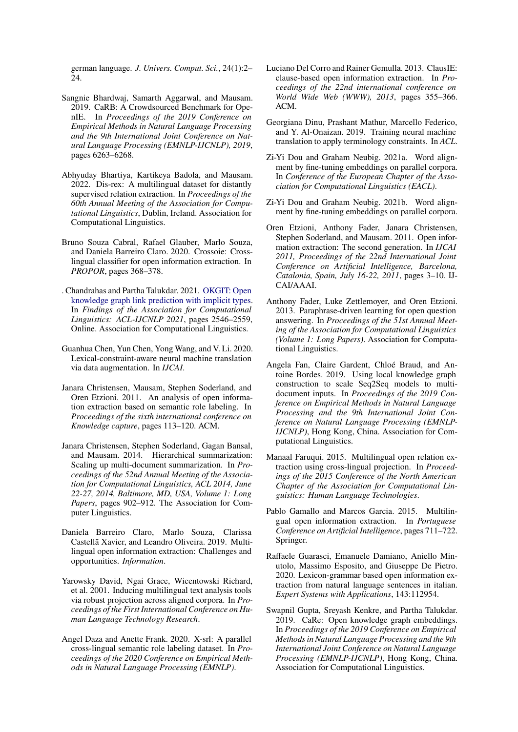german language. *J. Univers. Comput. Sci.*, 24(1):2–24.

Sangnie Bhardwaj, Samarth Aggarwal, and Mausam. 2019. CaRB: A Crowdsourced Benchmark for OpenIE. In *Proceedings of the 2019 Conference on Empirical Methods in Natural Language Processing and the 9th International Joint Conference on Natural Language Processing (EMNLP-IJCNLP), 2019*, pages 6263–6268.

Abhyuday Bhartiya, Kartikeya Badola, and Mausam. 2022. Dis-rex: A multilingual dataset for distantly supervised relation extraction. In *Proceedings of the 60th Annual Meeting of the Association for Computational Linguistics*, Dublin, Ireland. Association for Computational Linguistics.

Bruno Souza Cabral, Rafael Glauber, Marlo Souza, and Daniela Barreiro Claro. 2020. Crossoie: Cross-lingual classifier for open information extraction. In *PROPOR*, pages 368–378.

. Chandrahas and Partha Talukdar. 2021. OKGIT: Open knowledge graph link prediction with implicit types. In *Findings of the Association for Computational Linguistics: ACL-IJCNLP 2021*, pages 2546–2559, Online. Association for Computational Linguistics.

Guanhua Chen, Yun Chen, Yong Wang, and V. Li. 2020. Lexical-constraint-aware neural machine translation via data augmentation. In *IJCAI*.

Janara Christensen, Mausam, Stephen Soderland, and Oren Etzioni. 2011. An analysis of open information extraction based on semantic role labeling. In *Proceedings of the sixth international conference on Knowledge capture*, pages 113–120. ACM.

Janara Christensen, Stephen Soderland, Gagan Bansal, and Mausam. 2014. Hierarchical summarization: Scaling up multi-document summarization. In *Proceedings of the 52nd Annual Meeting of the Association for Computational Linguistics, ACL 2014, June 22-27, 2014, Baltimore, MD, USA, Volume 1: Long Papers*, pages 902–912. The Association for Computer Linguistics.

Daniela Barreiro Claro, Marlo Souza, Clarissa Castellã Xavier, and Leandro Oliveira. 2019. Multilingual open information extraction: Challenges and opportunities. *Information*.

Yarowsky David, Ngai Grace, Wicentowski Richard, et al. 2001. Inducing multilingual text analysis tools via robust projection across aligned corpora. In *Proceedings of the First International Conference on Human Language Technology Research*.

Angel Daza and Anette Frank. 2020. X-srl: A parallel cross-lingual semantic role labeling dataset. In *Proceedings of the 2020 Conference on Empirical Methods in Natural Language Processing (EMNLP)*.

Luciano Del Corro and Rainer Gemulla. 2013. ClausIE: clause-based open information extraction. In *Proceedings of the 22nd international conference on World Wide Web (WWW), 2013*, pages 355–366. ACM.

Georgiana Dinu, Prashant Mathur, Marcello Federico, and Y. Al-Onaizan. 2019. Training neural machine translation to apply terminology constraints. In *ACL*.

Zi-Yi Dou and Graham Neubig. 2021a. Word alignment by fine-tuning embeddings on parallel corpora. In *Conference of the European Chapter of the Association for Computational Linguistics (EACL)*.

Zi-Yi Dou and Graham Neubig. 2021b. Word alignment by fine-tuning embeddings on parallel corpora.

Oren Etzioni, Anthony Fader, Janara Christensen, Stephen Soderland, and Mausam. 2011. Open information extraction: The second generation. In *IJCAI 2011, Proceedings of the 22nd International Joint Conference on Artificial Intelligence, Barcelona, Catalonia, Spain, July 16-22, 2011*, pages 3–10. IJCAI/AAAI.

Anthony Fader, Luke Zettlemoyer, and Oren Etzioni. 2013. Paraphrase-driven learning for open question answering. In *Proceedings of the 51st Annual Meeting of the Association for Computational Linguistics (Volume 1: Long Papers)*. Association for Computational Linguistics.

Angela Fan, Claire Gardent, Chloé Braud, and Antoine Bordes. 2019. Using local knowledge graph construction to scale Seq2Seq models to multi-document inputs. In *Proceedings of the 2019 Conference on Empirical Methods in Natural Language Processing and the 9th International Joint Conference on Natural Language Processing (EMNLP-IJCNLP)*, Hong Kong, China. Association for Computational Linguistics.

Manaal Faruqui. 2015. Multilingual open relation extraction using cross-lingual projection. In *Proceedings of the 2015 Conference of the North American Chapter of the Association for Computational Linguistics: Human Language Technologies*.

Pablo Gamallo and Marcos Garcia. 2015. Multilingual open information extraction. In *Portuguese Conference on Artificial Intelligence*, pages 711–722. Springer.

Raffaele Guarasci, Emanuele Damiano, Aniello Minutolo, Massimo Esposito, and Giuseppe De Pietro. 2020. Lexicon-grammar based open information extraction from natural language sentences in italian. *Expert Systems with Applications*, 143:112954.

Swapnil Gupta, Sreyash Kenkre, and Partha Talukdar. 2019. CaRe: Open knowledge graph embeddings. In *Proceedings of the 2019 Conference on Empirical Methods in Natural Language Processing and the 9th International Joint Conference on Natural Language Processing (EMNLP-IJCNLP)*, Hong Kong, China. Association for Computational Linguistics.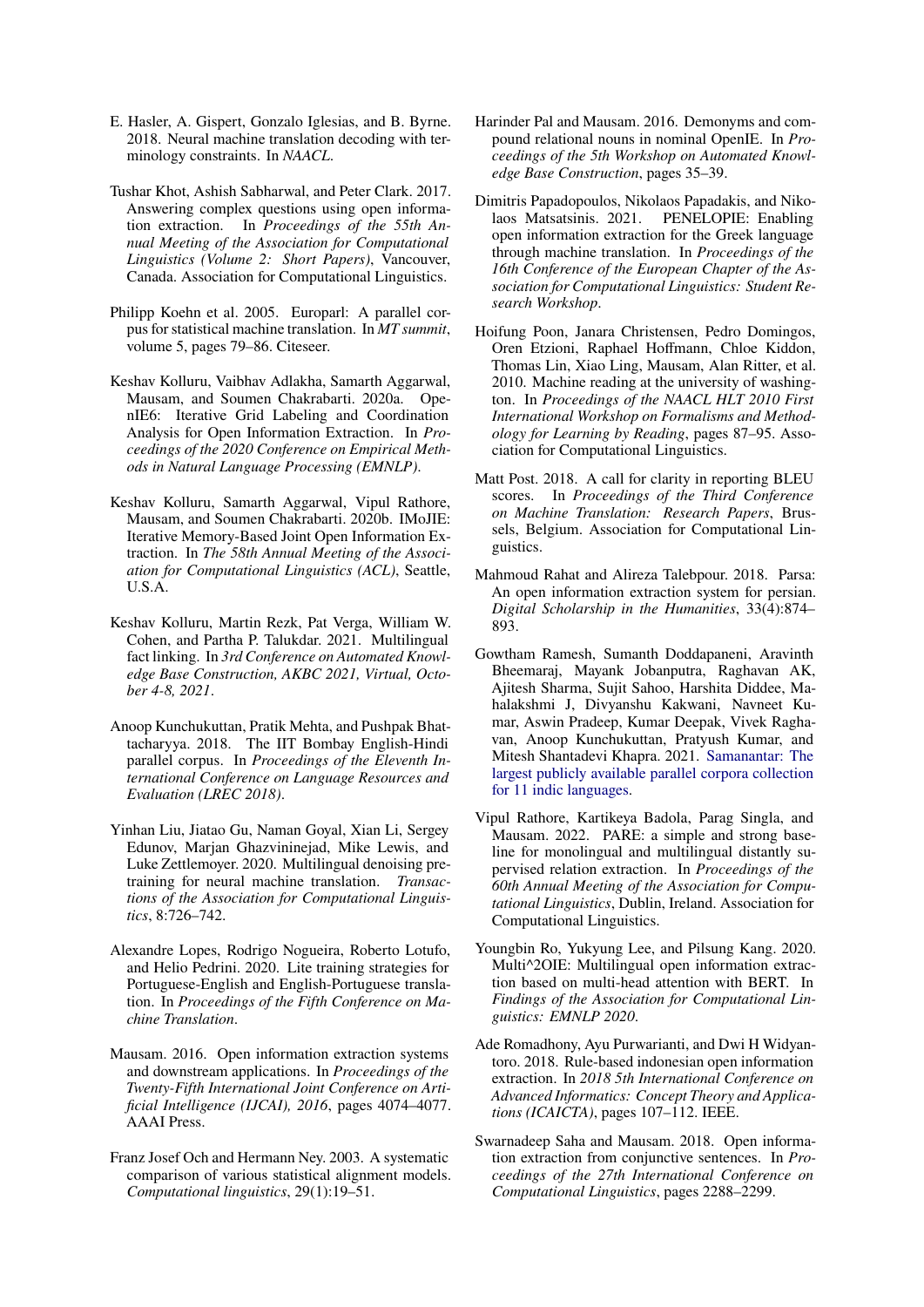E. Hasler, A. Gispert, Gonzalo Iglesias, and B. Byrne. 2018. Neural machine translation decoding with terminology constraints. In *NAACL*.

Tushar Khot, Ashish Sabharwal, and Peter Clark. 2017. Answering complex questions using open information extraction. In *Proceedings of the 55th Annual Meeting of the Association for Computational Linguistics (Volume 2: Short Papers)*, Vancouver, Canada. Association for Computational Linguistics.

Philipp Koehn et al. 2005. Europarl: A parallel corpus for statistical machine translation. In *MT summit*, volume 5, pages 79–86. Citeseer.

Keshav Kolluru, Vaibhav Adlakha, Samarth Aggarwal, Mausam, and Soumen Chakrabarti. 2020a. OpenIE6: Iterative Grid Labeling and Coordination Analysis for Open Information Extraction. In *Proceedings of the 2020 Conference on Empirical Methods in Natural Language Processing (EMNLP)*.

Keshav Kolluru, Samarth Aggarwal, Vipul Rathore, Mausam, and Soumen Chakrabarti. 2020b. IMoJIE: Iterative Memory-Based Joint Open Information Extraction. In *The 58th Annual Meeting of the Association for Computational Linguistics (ACL)*, Seattle, U.S.A.

Keshav Kolluru, Martin Rezk, Pat Verga, William W. Cohen, and Partha P. Talukdar. 2021. Multilingual fact linking. In *3rd Conference on Automated Knowledge Base Construction, AKBC 2021, Virtual, October 4-8, 2021*.

Anoop Kunchukuttan, Pratik Mehta, and Pushpak Bhattacharyya. 2018. The IIT Bombay English-Hindi parallel corpus. In *Proceedings of the Eleventh International Conference on Language Resources and Evaluation (LREC 2018)*.

Yinhan Liu, Jiatao Gu, Naman Goyal, Xian Li, Sergey Edunov, Marjan Ghazvininejad, Mike Lewis, and Luke Zettlemoyer. 2020. Multilingual denoising pre-training for neural machine translation. *Transactions of the Association for Computational Linguistics*, 8:726–742.

Alexandre Lopes, Rodrigo Nogueira, Roberto Lotufo, and Helio Pedrini. 2020. Lite training strategies for Portuguese-English and English-Portuguese translation. In *Proceedings of the Fifth Conference on Machine Translation*.

Mausam. 2016. Open information extraction systems and downstream applications. In *Proceedings of the Twenty-Fifth International Joint Conference on Artificial Intelligence (IJCAI), 2016*, pages 4074–4077. AAAI Press.

Franz Josef Och and Hermann Ney. 2003. A systematic comparison of various statistical alignment models. *Computational linguistics*, 29(1):19–51.

Harinder Pal and Mausam. 2016. Demonyms and compound relational nouns in nominal OpenIE. In *Proceedings of the 5th Workshop on Automated Knowledge Base Construction*, pages 35–39.

Dimitris Papadopoulos, Nikolaos Papadakis, and Nikolaos Matsatsinis. 2021. PENELOPIE: Enabling open information extraction for the Greek language through machine translation. In *Proceedings of the 16th Conference of the European Chapter of the Association for Computational Linguistics: Student Research Workshop*.

Hoifung Poon, Janara Christensen, Pedro Domingos, Oren Etzioni, Raphael Hoffmann, Chloe Kiddon, Thomas Lin, Xiao Ling, Mausam, Alan Ritter, et al. 2010. Machine reading at the university of washington. In *Proceedings of the NAACL HLT 2010 First International Workshop on Formalisms and Methodology for Learning by Reading*, pages 87–95. Association for Computational Linguistics.

Matt Post. 2018. A call for clarity in reporting BLEU scores. In *Proceedings of the Third Conference on Machine Translation: Research Papers*, Brussels, Belgium. Association for Computational Linguistics.

Mahmoud Rahat and Alireza Talebpour. 2018. Parsa: An open information extraction system for persian. *Digital Scholarship in the Humanities*, 33(4):874–893.

Gowtham Ramesh, Sumanth Doddapaneni, Aravinth Bheemaraj, Mayank Jobanputra, Raghavan AK, Ajitesh Sharma, Sujit Sahoo, Harshita Diddee, Mahalakshmi J, Divyanshu Kakwani, Navneet Kumar, Aswin Pradeep, Kumar Deepak, Vivek Raghavan, Anoop Kunchukuttan, Pratyush Kumar, and Mitesh Shantadevi Khapra. 2021. Samanantar: The largest publicly available parallel corpora collection for 11 indic languages.

Vipul Rathore, Kartikeya Badola, Parag Singla, and Mausam. 2022. PARE: a simple and strong baseline for monolingual and multilingual distantly supervised relation extraction. In *Proceedings of the 60th Annual Meeting of the Association for Computational Linguistics*, Dublin, Ireland. Association for Computational Linguistics.

Youngbin Ro, Yukyung Lee, and Pilsung Kang. 2020. Multi^2OIE: Multilingual open information extraction based on multi-head attention with BERT. In *Findings of the Association for Computational Linguistics: EMNLP 2020*.

Ade Romadhony, Ayu Purwarianti, and Dwi H Widyantoro. 2018. Rule-based indonesian open information extraction. In *2018 5th International Conference on Advanced Informatics: Concept Theory and Applications (ICAICTA)*, pages 107–112. IEEE.

Swarnadeep Saha and Mausam. 2018. Open information extraction from conjunctive sentences. In *Proceedings of the 27th International Conference on Computational Linguistics*, pages 2288–2299.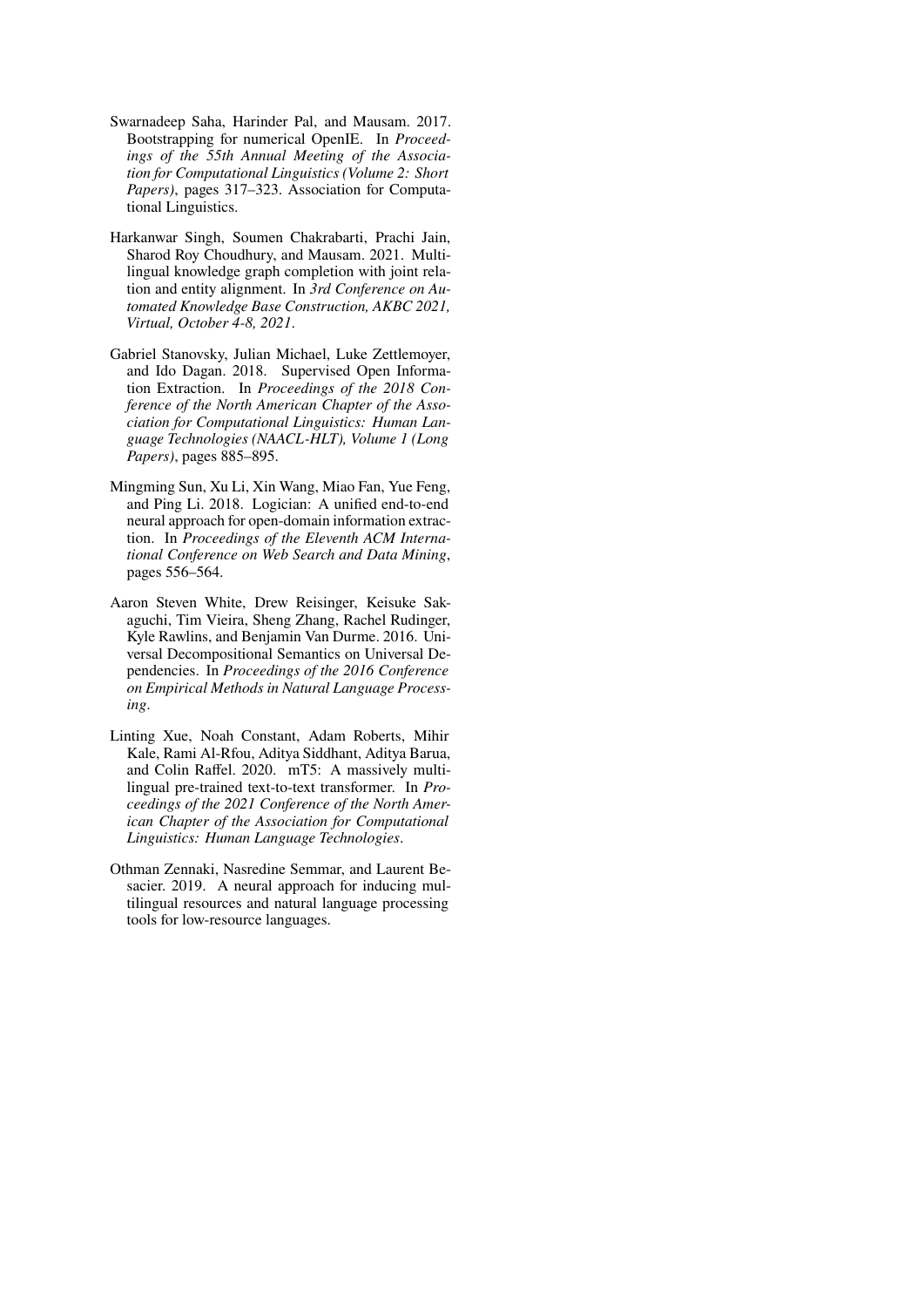Swarnadeep Saha, Harinder Pal, and Mausam. 2017. Bootstrapping for numerical OpenIE. In *Proceedings of the 55th Annual Meeting of the Association for Computational Linguistics (Volume 2: Short Papers)*, pages 317–323. Association for Computational Linguistics.

Harkanwar Singh, Soumen Chakrabarti, Prachi Jain, Sharod Roy Choudhury, and Mausam. 2021. Multilingual knowledge graph completion with joint relation and entity alignment. In *3rd Conference on Automated Knowledge Base Construction, AKBC 2021, Virtual, October 4-8, 2021*.

Gabriel Stanovsky, Julian Michael, Luke Zettlemoyer, and Ido Dagan. 2018. Supervised Open Information Extraction. In *Proceedings of the 2018 Conference of the North American Chapter of the Association for Computational Linguistics: Human Language Technologies (NAACL-HLT), Volume 1 (Long Papers)*, pages 885–895.

Mingming Sun, Xu Li, Xin Wang, Miao Fan, Yue Feng, and Ping Li. 2018. Logician: A unified end-to-end neural approach for open-domain information extraction. In *Proceedings of the Eleventh ACM International Conference on Web Search and Data Mining*, pages 556–564.

Aaron Steven White, Drew Reisinger, Keisuke Sakaguchi, Tim Vieira, Sheng Zhang, Rachel Rudinger, Kyle Rawlins, and Benjamin Van Durme. 2016. Universal Decompositional Semantics on Universal Dependencies. In *Proceedings of the 2016 Conference on Empirical Methods in Natural Language Processing*.

Linting Xue, Noah Constant, Adam Roberts, Mihir Kale, Rami Al-Rfou, Aditya Siddhant, Aditya Barua, and Colin Raffel. 2020. mT5: A massively multilingual pre-trained text-to-text transformer. In *Proceedings of the 2021 Conference of the North American Chapter of the Association for Computational Linguistics: Human Language Technologies*.

Othman Zennaki, Nasredine Semmar, and Laurent Besacier. 2019. A neural approach for inducing multilingual resources and natural language processing tools for low-resource languages.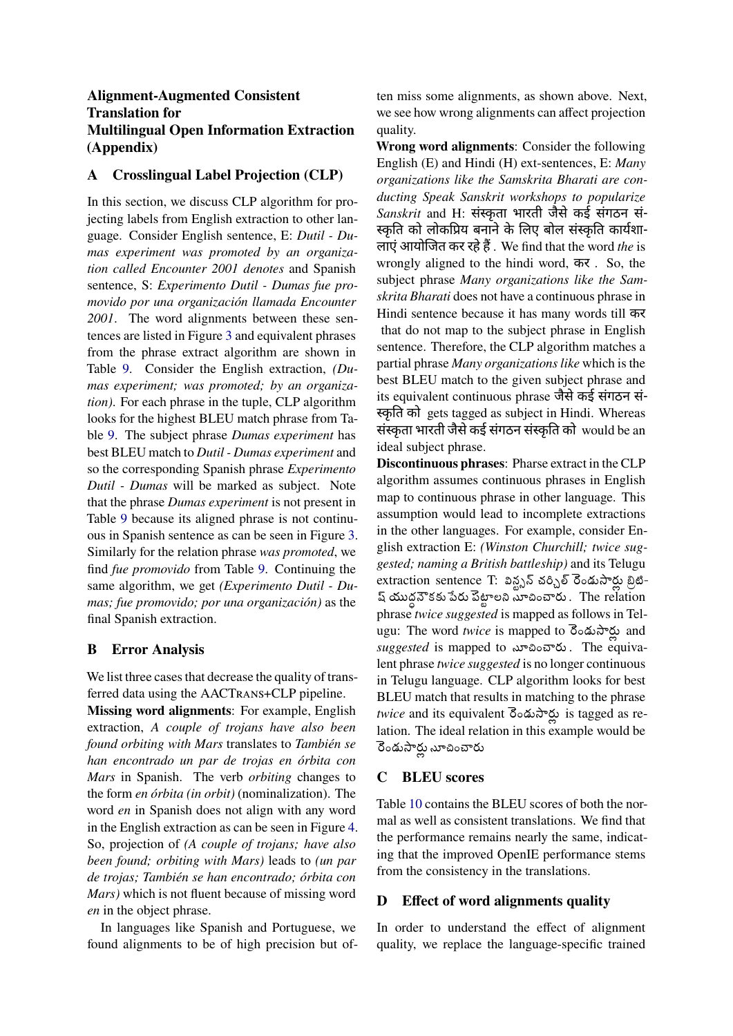# Alignment-Augmented Consistent Translation for Multilingual Open Information Extraction (Appendix)

## A Crosslingual Label Projection (CLP)

In this section, we discuss CLP algorithm for projecting labels from English extraction to other language. Consider English sentence, E: *Dutil - Dumas experiment was promoted by an organization called Encounter 2001 denotes* and Spanish sentence, S: *Experimento Dutil - Dumas fue promovido por una organización llamada Encounter 2001*. The word alignments between these sentences are listed in Figure 3 and equivalent phrases from the phrase extract algorithm are shown in Table 9. Consider the English extraction, *(Dumas experiment; was promoted; by an organization)*. For each phrase in the tuple, CLP algorithm looks for the highest BLEU match phrase from Table 9. The subject phrase *Dumas experiment* has best BLEU match to *Dutil - Dumas experiment* and so the corresponding Spanish phrase *Experimento Dutil - Dumas* will be marked as subject. Note that the phrase *Dumas experiment* is not present in Table 9 because its aligned phrase is not continuous in Spanish sentence as can be seen in Figure 3. Similarly for the relation phrase *was promoted*, we find *fue promovido* from Table 9. Continuing the same algorithm, we get *(Experimento Dutil - Dumas; fue promovido; por una organización)* as the final Spanish extraction.

## B Error Analysis

We list three cases that decrease the quality of transferred data using the AACTRANS+CLP pipeline.

**Missing word alignments**: For example, English extraction, *A couple of trojans have also been found orbiting with Mars* translates to *También se han encontrado un par de trojas en órbita con Mars* in Spanish. The verb *orbiting* changes to the form *en órbita (in orbit)* (nominalization). The word *en* in Spanish does not align with any word in the English extraction as can be seen in Figure 4. So, projection of *(A couple of trojans; have also been found; orbiting with Mars)* leads to *(un par de trojas; También se han encontrado; órbita con Mars)* which is not fluent because of missing word *en* in the object phrase.

In languages like Spanish and Portuguese, we found alignments to be of high precision but often miss some alignments, as shown above. Next, we see how wrong alignments can affect projection quality.

**Wrong word alignments**: Consider the following English (E) and Hindi (H) ext-sentences, E: *Many organizations like the Samskrita Bharati are conducting Speak Sanskrit workshops to popularize Sanskrit* and H: संस्कृता भारती जैसे कई संगठन संस्कृति को लोकप्रिय बनाने के लिए बोल संस्कृति कार्यशालाएं आयोजित कर रहे हैं . We find that the word *the* is wrongly aligned to the hindi word, कर . So, the subject phrase *Many organizations like the Samskrita Bharati* does not have a continuous phrase in Hindi sentence because it has many words till कर that do not map to the subject phrase in English sentence. Therefore, the CLP algorithm matches a partial phrase *Many organizations like* which is the best BLEU match to the given subject phrase and its equivalent continuous phrase जैसे कई संगठन संस्कृति को gets tagged as subject in Hindi. Whereas संस्कृता भारती जैसे कई संगठन संस्कृति को would be an ideal subject phrase.

**Discontinuous phrases**: Pharse extract in the CLP algorithm assumes continuous phrases in English map to continuous phrase in other language. This assumption would lead to incomplete extractions in the other languages. For example, consider English extraction E: *(Winston Churchill; twice suggested; naming a British battleship)* and its Telugu extraction sentence T: విన్స్టన్ చర్చిల్ రెండుసార్లు బ్రిటిష్ యుద్ధనౌకకు పేరు పెట్టాలని సూచించారు . The relation phrase *twice suggested* is mapped as follows in Telugu: The word *twice* is mapped to రెండుసార్లు and *suggested* is mapped to సూచించారు . The equivalent phrase *twice suggested* is no longer continuous in Telugu language. CLP algorithm looks for best BLEU match that results in matching to the phrase *twice* and its equivalent రెండుసార్లు is tagged as relation. The ideal relation in this example would be రెండుసార్లు సూచించారు

## C BLEU scores

Table 10 contains the BLEU scores of both the normal as well as consistent translations. We find that the performance remains nearly the same, indicating that the improved OpenIE performance stems from the consistency in the translations.

## D Effect of word alignments quality

In order to understand the effect of alignment quality, we replace the language-specific trained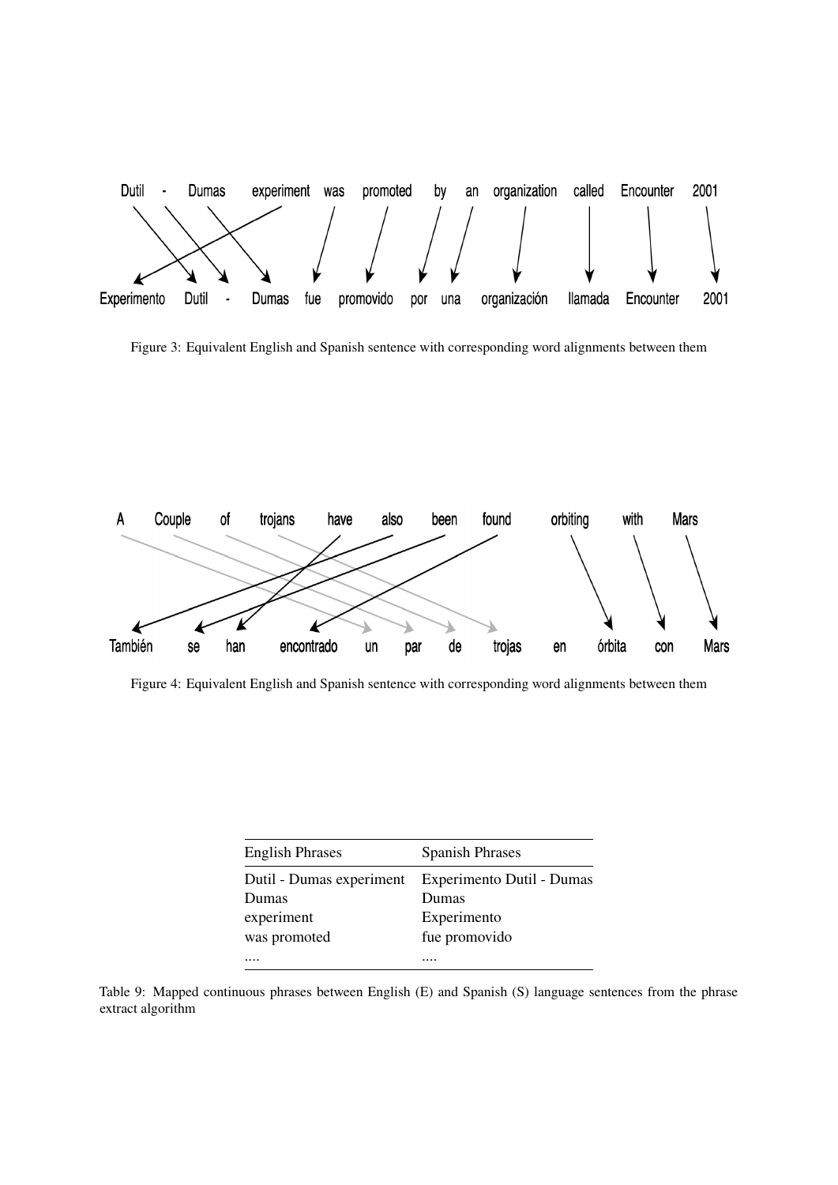Figure 3: Equivalent English and Spanish sentence with corresponding word alignments between them

Figure 4: Equivalent English and Spanish sentence with corresponding word alignments between them

| English Phrases | Spanish Phrases |
|---|---|
| Dutil - Dumas experiment | Experimento Dutil - Dumas |
| Dumas | Dumas |
| experiment | Experimento |
| was promoted | fue promovido |
| .... | .... |

Table 9: Mapped continuous phrases between English (E) and Spanish (S) language sentences from the phrase extract algorithm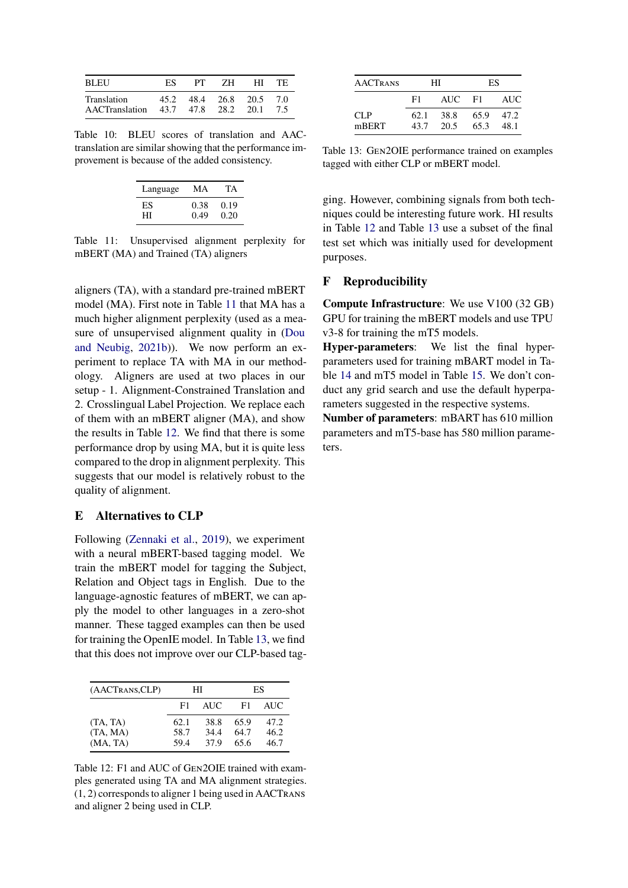| BLEU | ES | PT | ZH | HI | TE |
|---|---|---|---|---|---|
| Translation | 45.2 | 48.4 | 26.8 | 20.5 | 7.0 |
| AACTranslation | 43.7 | 47.8 | 28.2 | 20.1 | 7.5 |

Table 10: BLEU scores of translation and AAC-translation are similar showing that the performance improvement is because of the added consistency.

| Language | MA | TA |
|---|---|---|
| ES | 0.38 | 0.19 |
| HI | 0.49 | 0.20 |

Table 11: Unsupervised alignment perplexity for mBERT (MA) and Trained (TA) aligners

aligners (TA), with a standard pre-trained mBERT model (MA). First note in Table 11 that MA has a much higher alignment perplexity (used as a measure of unsupervised alignment quality in (Dou and Neubig, 2021b)). We now perform an experiment to replace TA with MA in our methodology. Aligners are used at two places in our setup - 1. Alignment-Constrained Translation and 2. Crosslingual Label Projection. We replace each of them with an mBERT aligner (MA), and show the results in Table 12. We find that there is some performance drop by using MA, but it is quite less compared to the drop in alignment perplexity. This suggests that our model is relatively robust to the quality of alignment.

## E Alternatives to CLP

Following (Zennaki et al., 2019), we experiment with a neural mBERT-based tagging model. We train the mBERT model for tagging the Subject, Relation and Object tags in English. Due to the language-agnostic features of mBERT, we can apply the model to other languages in a zero-shot manner. These tagged examples can then be used for training the OpenIE model. In Table 13, we find that this does not improve over our CLP-based tagging. However, combining signals from both techniques could be interesting future work. HI results in Table 12 and Table 13 use a subset of the final test set which was initially used for development purposes.

| (AACTrans,CLP) | HI | | ES | |
|---|---|---|---|---|
| | F1 | AUC | F1 | AUC |
| (TA, TA) | 62.1 | 38.8 | 65.9 | 47.2 |
| (TA, MA) | 58.7 | 34.4 | 64.7 | 46.2 |
| (MA, TA) | 59.4 | 37.9 | 65.6 | 46.7 |

Table 12: F1 and AUC of Gen2OIE trained with examples generated using TA and MA alignment strategies. (1, 2) corresponds to aligner 1 being used in AACTrans and aligner 2 being used in CLP.

| AACTrans | HI | | ES | |
|---|---|---|---|---|
| | F1 | AUC | F1 | AUC |
| CLP | 62.1 | 38.8 | 65.9 | 47.2 |
| mBERT | 43.7 | 20.5 | 65.3 | 48.1 |

Table 13: Gen2OIE performance trained on examples tagged with either CLP or mBERT model.

## F Reproducibility

**Compute Infrastructure**: We use V100 (32 GB) GPU for training the mBERT models and use TPU v3-8 for training the mT5 models.

**Hyper-parameters**: We list the final hyper-parameters used for training mBART model in Table 14 and mT5 model in Table 15. We don't conduct any grid search and use the default hyperparameters suggested in the respective systems.

**Number of parameters**: mBART has 610 million parameters and mT5-base has 580 million parameters.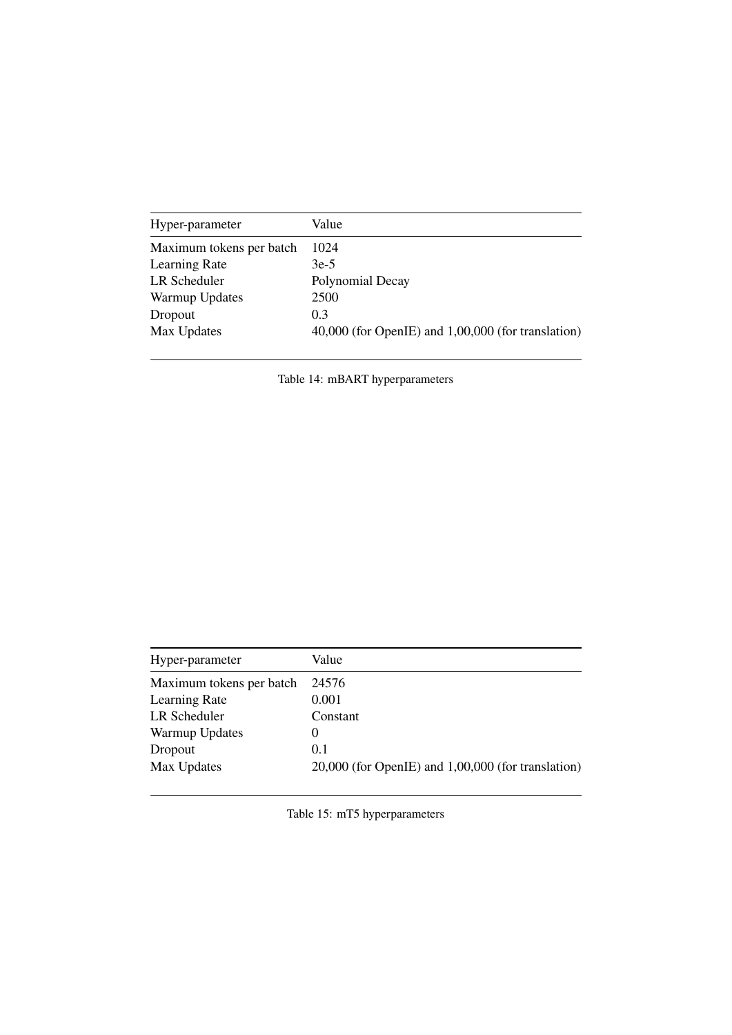| Hyper-parameter | Value |
| --- | --- |
| Maximum tokens per batch | 1024 |
| Learning Rate | 3e-5 |
| LR Scheduler | Polynomial Decay |
| Warmup Updates | 2500 |
| Dropout | 0.3 |
| Max Updates | 40,000 (for OpenIE) and 1,00,000 (for translation) |

Table 14: mBART hyperparameters

| Hyper-parameter | Value |
| --- | --- |
| Maximum tokens per batch | 24576 |
| Learning Rate | 0.001 |
| LR Scheduler | Constant |
| Warmup Updates | 0 |
| Dropout | 0.1 |
| Max Updates | 20,000 (for OpenIE) and 1,00,000 (for translation) |

Table 15: mT5 hyperparameters